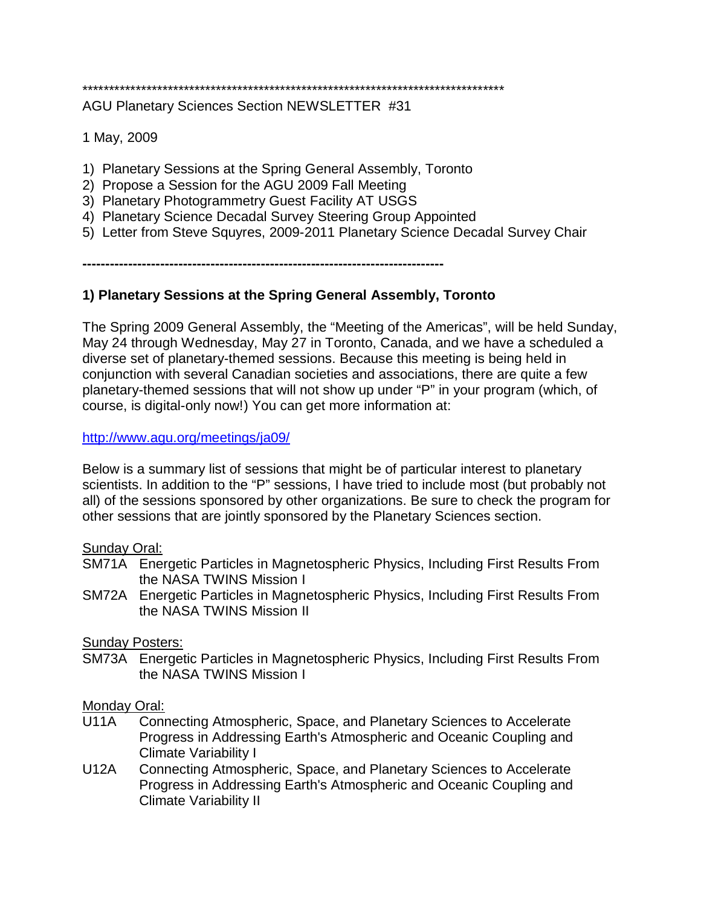*********************************************************************************

AGU Planetary Sciences Section NEWSLETTER #31

1 May, 2009

1) Planetary Sessions at the Spring General Assembly, Toronto
2) Propose a Session for the AGU 2009 Fall Meeting
3) Planetary Photogrammetry Guest Facility AT USGS
4) Planetary Science Decadal Survey Steering Group Appointed
5) Letter from Steve Squyres, 2009-2011 Planetary Science Decadal Survey Chair

---

## 1) Planetary Sessions at the Spring General Assembly, Toronto

The Spring 2009 General Assembly, the "Meeting of the Americas", will be held Sunday, May 24 through Wednesday, May 27 in Toronto, Canada, and we have a scheduled a diverse set of planetary-themed sessions. Because this meeting is being held in conjunction with several Canadian societies and associations, there are quite a few planetary-themed sessions that will not show up under "P" in your program (which, of course, is digital-only now!) You can get more information at:

http://www.agu.org/meetings/ja09/

Below is a summary list of sessions that might be of particular interest to planetary scientists. In addition to the "P" sessions, I have tried to include most (but probably not all) of the sessions sponsored by other organizations. Be sure to check the program for other sessions that are jointly sponsored by the Planetary Sciences section.

Sunday Oral:

- SM71A Energetic Particles in Magnetospheric Physics, Including First Results From the NASA TWINS Mission I
- SM72A Energetic Particles in Magnetospheric Physics, Including First Results From the NASA TWINS Mission II

Sunday Posters:

- SM73A Energetic Particles in Magnetospheric Physics, Including First Results From the NASA TWINS Mission I

Monday Oral:

- U11A Connecting Atmospheric, Space, and Planetary Sciences to Accelerate Progress in Addressing Earth's Atmospheric and Oceanic Coupling and Climate Variability I
- U12A Connecting Atmospheric, Space, and Planetary Sciences to Accelerate Progress in Addressing Earth's Atmospheric and Oceanic Coupling and Climate Variability II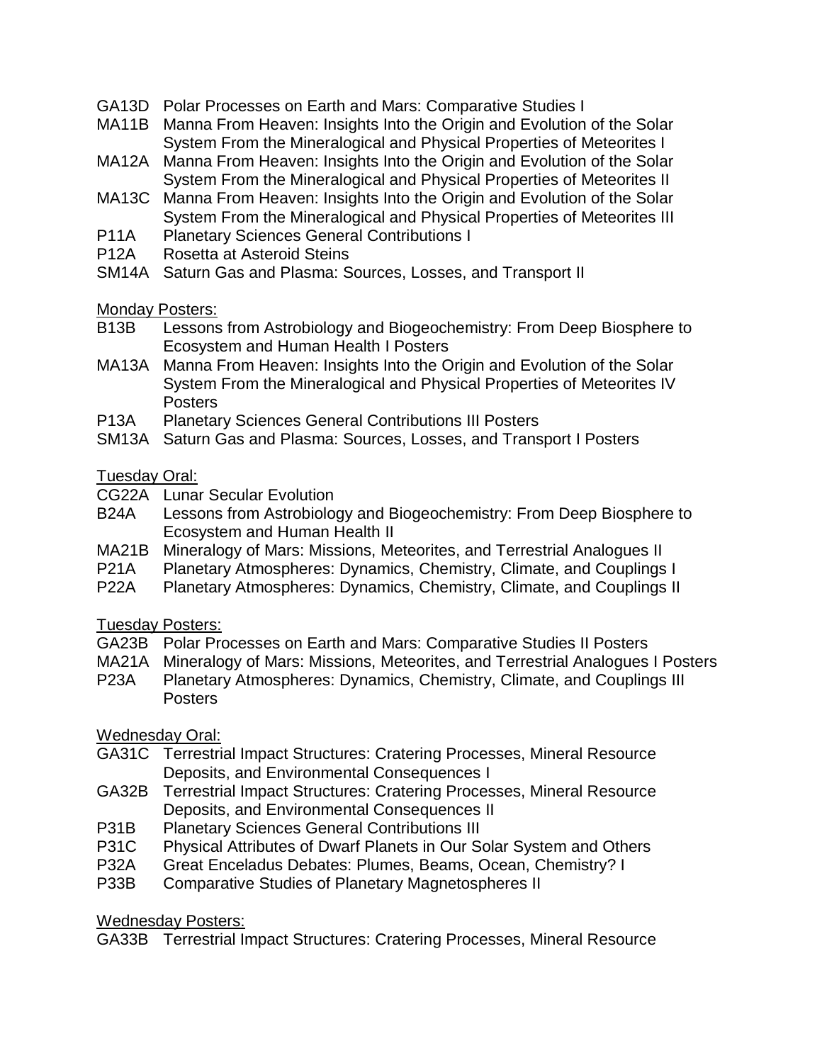GA13D Polar Processes on Earth and Mars: Comparative Studies I
MA11B Manna From Heaven: Insights Into the Origin and Evolution of the Solar System From the Mineralogical and Physical Properties of Meteorites I
MA12A Manna From Heaven: Insights Into the Origin and Evolution of the Solar System From the Mineralogical and Physical Properties of Meteorites II
MA13C Manna From Heaven: Insights Into the Origin and Evolution of the Solar System From the Mineralogical and Physical Properties of Meteorites III
P11A Planetary Sciences General Contributions I
P12A Rosetta at Asteroid Steins
SM14A Saturn Gas and Plasma: Sources, Losses, and Transport II

<u>Monday Posters:</u>
B13B Lessons from Astrobiology and Biogeochemistry: From Deep Biosphere to Ecosystem and Human Health I Posters
MA13A Manna From Heaven: Insights Into the Origin and Evolution of the Solar System From the Mineralogical and Physical Properties of Meteorites IV Posters
P13A Planetary Sciences General Contributions III Posters
SM13A Saturn Gas and Plasma: Sources, Losses, and Transport I Posters

<u>Tuesday Oral:</u>
CG22A Lunar Secular Evolution
B24A Lessons from Astrobiology and Biogeochemistry: From Deep Biosphere to Ecosystem and Human Health II
MA21B Mineralogy of Mars: Missions, Meteorites, and Terrestrial Analogues II
P21A Planetary Atmospheres: Dynamics, Chemistry, Climate, and Couplings I
P22A Planetary Atmospheres: Dynamics, Chemistry, Climate, and Couplings II

<u>Tuesday Posters:</u>
GA23B Polar Processes on Earth and Mars: Comparative Studies II Posters
MA21A Mineralogy of Mars: Missions, Meteorites, and Terrestrial Analogues I Posters
P23A Planetary Atmospheres: Dynamics, Chemistry, Climate, and Couplings III Posters

<u>Wednesday Oral:</u>
GA31C Terrestrial Impact Structures: Cratering Processes, Mineral Resource Deposits, and Environmental Consequences I
GA32B Terrestrial Impact Structures: Cratering Processes, Mineral Resource Deposits, and Environmental Consequences II
P31B Planetary Sciences General Contributions III
P31C Physical Attributes of Dwarf Planets in Our Solar System and Others
P32A Great Enceladus Debates: Plumes, Beams, Ocean, Chemistry? I
P33B Comparative Studies of Planetary Magnetospheres II

<u>Wednesday Posters:</u>
GA33B Terrestrial Impact Structures: Cratering Processes, Mineral Resource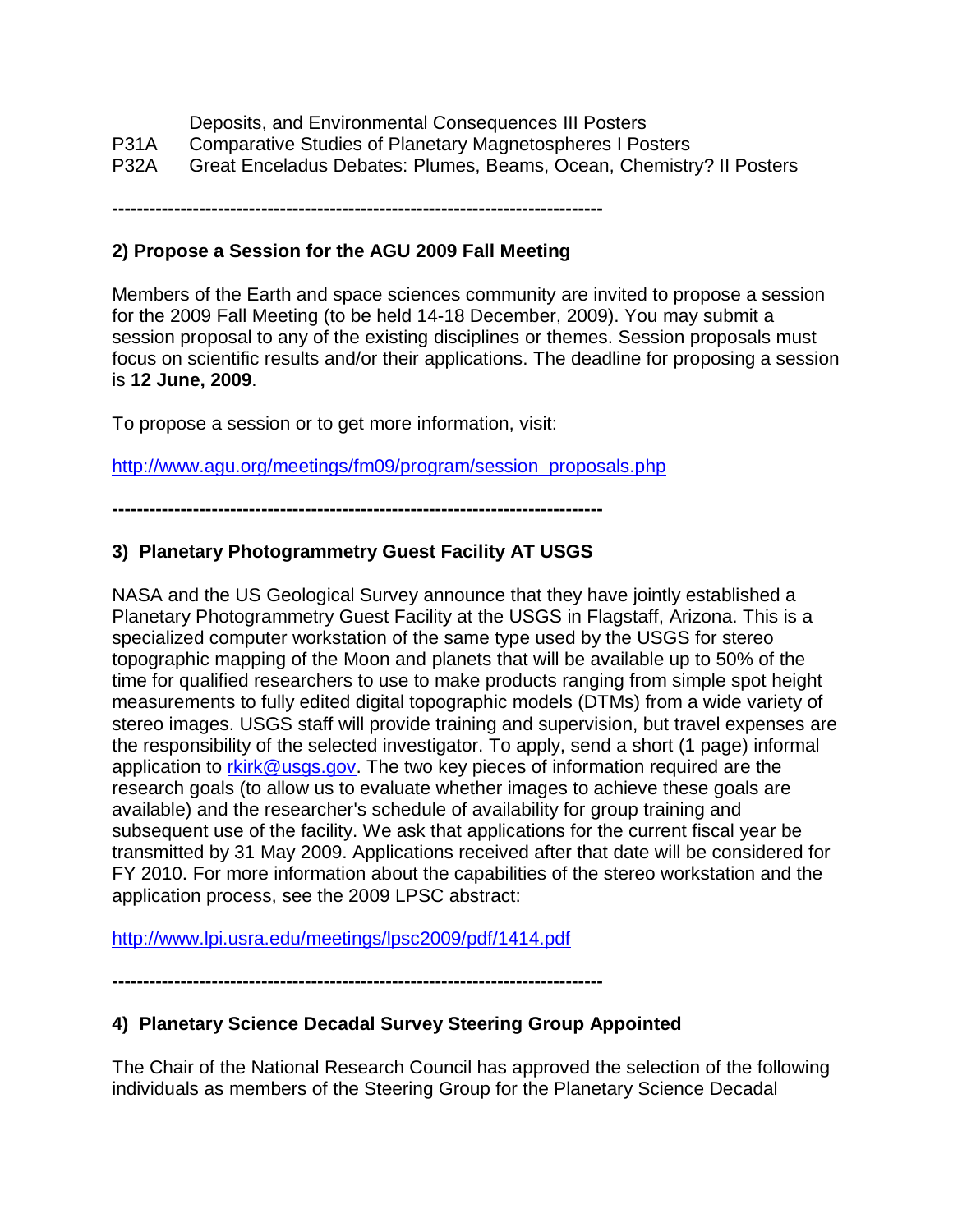Deposits, and Environmental Consequences III Posters

P31A Comparative Studies of Planetary Magnetospheres I Posters

P32A Great Enceladus Debates: Plumes, Beams, Ocean, Chemistry? II Posters

-----------------------------------------------------------------------------

**2) Propose a Session for the AGU 2009 Fall Meeting**

Members of the Earth and space sciences community are invited to propose a session for the 2009 Fall Meeting (to be held 14-18 December, 2009). You may submit a session proposal to any of the existing disciplines or themes. Session proposals must focus on scientific results and/or their applications. The deadline for proposing a session is **12 June, 2009**.

To propose a session or to get more information, visit:

http://www.agu.org/meetings/fm09/program/session_proposals.php

-----------------------------------------------------------------------------

**3) Planetary Photogrammetry Guest Facility AT USGS**

NASA and the US Geological Survey announce that they have jointly established a Planetary Photogrammetry Guest Facility at the USGS in Flagstaff, Arizona. This is a specialized computer workstation of the same type used by the USGS for stereo topographic mapping of the Moon and planets that will be available up to 50% of the time for qualified researchers to use to make products ranging from simple spot height measurements to fully edited digital topographic models (DTMs) from a wide variety of stereo images. USGS staff will provide training and supervision, but travel expenses are the responsibility of the selected investigator. To apply, send a short (1 page) informal application to rkirk@usgs.gov. The two key pieces of information required are the research goals (to allow us to evaluate whether images to achieve these goals are available) and the researcher's schedule of availability for group training and subsequent use of the facility. We ask that applications for the current fiscal year be transmitted by 31 May 2009. Applications received after that date will be considered for FY 2010. For more information about the capabilities of the stereo workstation and the application process, see the 2009 LPSC abstract:

http://www.lpi.usra.edu/meetings/lpsc2009/pdf/1414.pdf

-----------------------------------------------------------------------------

**4) Planetary Science Decadal Survey Steering Group Appointed**

The Chair of the National Research Council has approved the selection of the following individuals as members of the Steering Group for the Planetary Science Decadal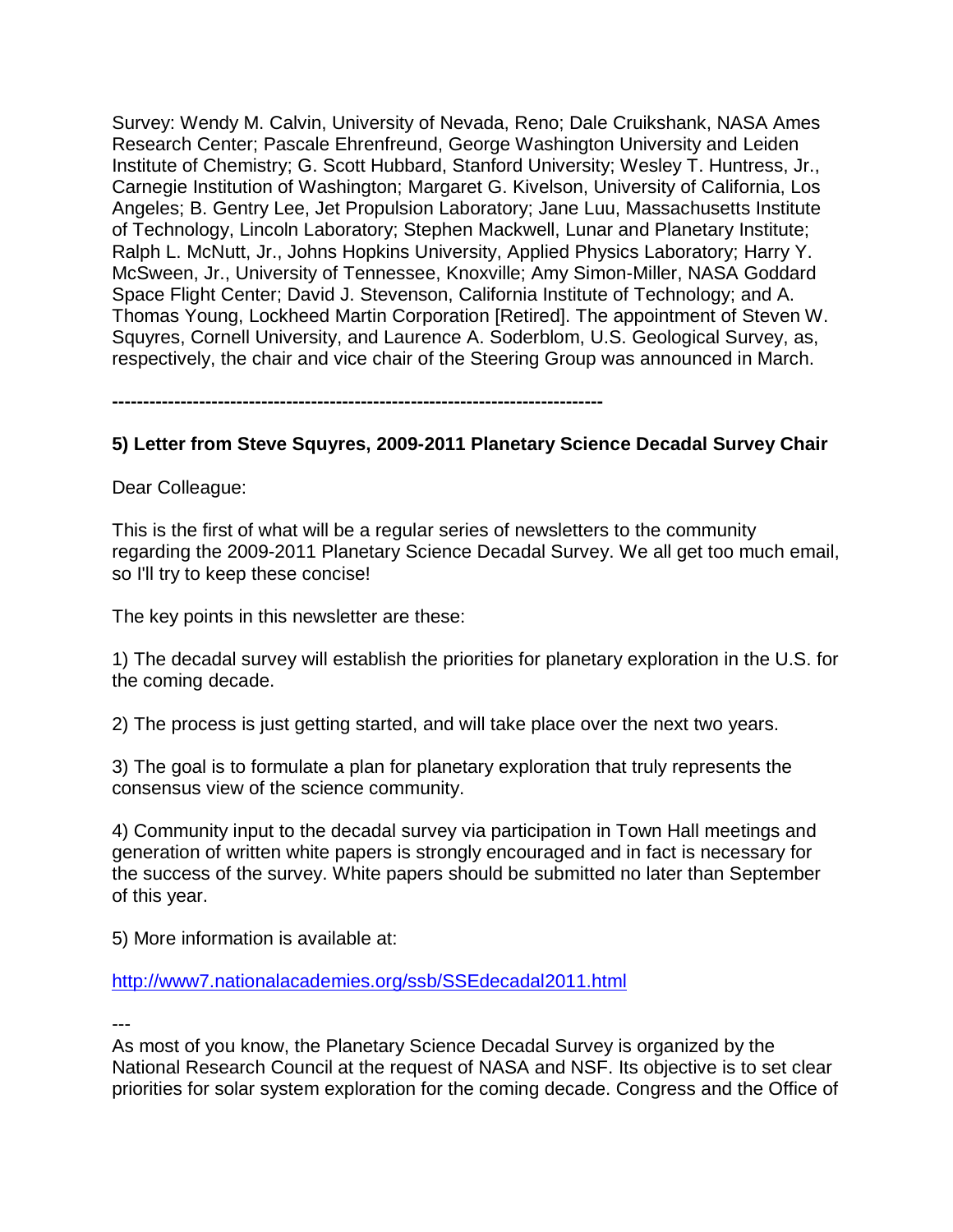Survey: Wendy M. Calvin, University of Nevada, Reno; Dale Cruikshank, NASA Ames Research Center; Pascale Ehrenfreund, George Washington University and Leiden Institute of Chemistry; G. Scott Hubbard, Stanford University; Wesley T. Huntress, Jr., Carnegie Institution of Washington; Margaret G. Kivelson, University of California, Los Angeles; B. Gentry Lee, Jet Propulsion Laboratory; Jane Luu, Massachusetts Institute of Technology, Lincoln Laboratory; Stephen Mackwell, Lunar and Planetary Institute; Ralph L. McNutt, Jr., Johns Hopkins University, Applied Physics Laboratory; Harry Y. McSween, Jr., University of Tennessee, Knoxville; Amy Simon-Miller, NASA Goddard Space Flight Center; David J. Stevenson, California Institute of Technology; and A. Thomas Young, Lockheed Martin Corporation [Retired]. The appointment of Steven W. Squyres, Cornell University, and Laurence A. Soderblom, U.S. Geological Survey, as, respectively, the chair and vice chair of the Steering Group was announced in March.

**------------------------------------------------------------------------------**

**5) Letter from Steve Squyres, 2009-2011 Planetary Science Decadal Survey Chair**

Dear Colleague:

This is the first of what will be a regular series of newsletters to the community regarding the 2009-2011 Planetary Science Decadal Survey. We all get too much email, so I'll try to keep these concise!

The key points in this newsletter are these:

1) The decadal survey will establish the priorities for planetary exploration in the U.S. for the coming decade.

2) The process is just getting started, and will take place over the next two years.

3) The goal is to formulate a plan for planetary exploration that truly represents the consensus view of the science community.

4) Community input to the decadal survey via participation in Town Hall meetings and generation of written white papers is strongly encouraged and in fact is necessary for the success of the survey. White papers should be submitted no later than September of this year.

5) More information is available at:

http://www7.nationalacademies.org/ssb/SSEdecadal2011.html

---

As most of you know, the Planetary Science Decadal Survey is organized by the National Research Council at the request of NASA and NSF. Its objective is to set clear priorities for solar system exploration for the coming decade. Congress and the Office of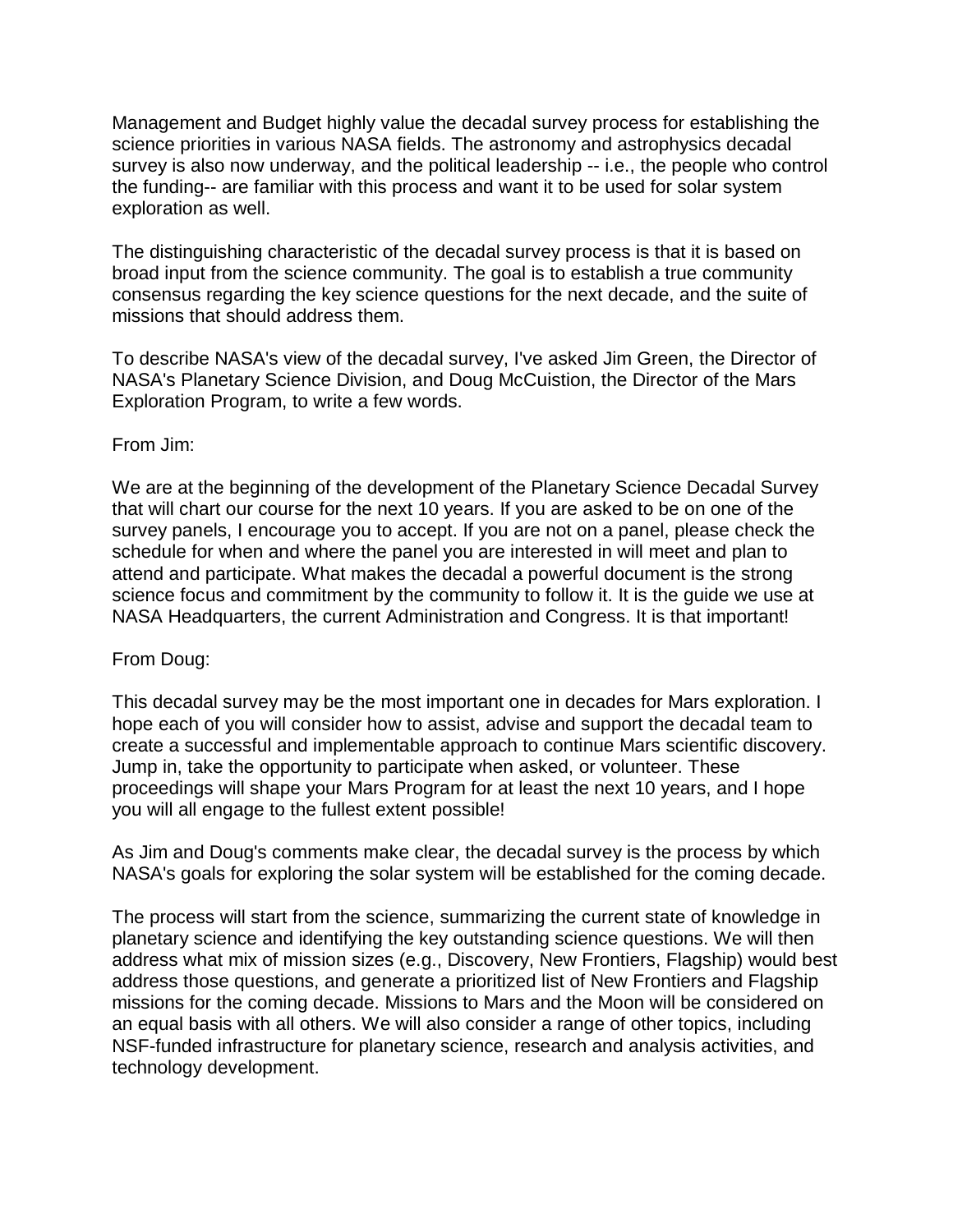Management and Budget highly value the decadal survey process for establishing the science priorities in various NASA fields. The astronomy and astrophysics decadal survey is also now underway, and the political leadership -- i.e., the people who control the funding-- are familiar with this process and want it to be used for solar system exploration as well.

The distinguishing characteristic of the decadal survey process is that it is based on broad input from the science community. The goal is to establish a true community consensus regarding the key science questions for the next decade, and the suite of missions that should address them.

To describe NASA's view of the decadal survey, I've asked Jim Green, the Director of NASA's Planetary Science Division, and Doug McCuistion, the Director of the Mars Exploration Program, to write a few words.

From Jim:

We are at the beginning of the development of the Planetary Science Decadal Survey that will chart our course for the next 10 years. If you are asked to be on one of the survey panels, I encourage you to accept. If you are not on a panel, please check the schedule for when and where the panel you are interested in will meet and plan to attend and participate. What makes the decadal a powerful document is the strong science focus and commitment by the community to follow it. It is the guide we use at NASA Headquarters, the current Administration and Congress. It is that important!

From Doug:

This decadal survey may be the most important one in decades for Mars exploration. I hope each of you will consider how to assist, advise and support the decadal team to create a successful and implementable approach to continue Mars scientific discovery. Jump in, take the opportunity to participate when asked, or volunteer. These proceedings will shape your Mars Program for at least the next 10 years, and I hope you will all engage to the fullest extent possible!

As Jim and Doug's comments make clear, the decadal survey is the process by which NASA's goals for exploring the solar system will be established for the coming decade.

The process will start from the science, summarizing the current state of knowledge in planetary science and identifying the key outstanding science questions. We will then address what mix of mission sizes (e.g., Discovery, New Frontiers, Flagship) would best address those questions, and generate a prioritized list of New Frontiers and Flagship missions for the coming decade. Missions to Mars and the Moon will be considered on an equal basis with all others. We will also consider a range of other topics, including NSF-funded infrastructure for planetary science, research and analysis activities, and technology development.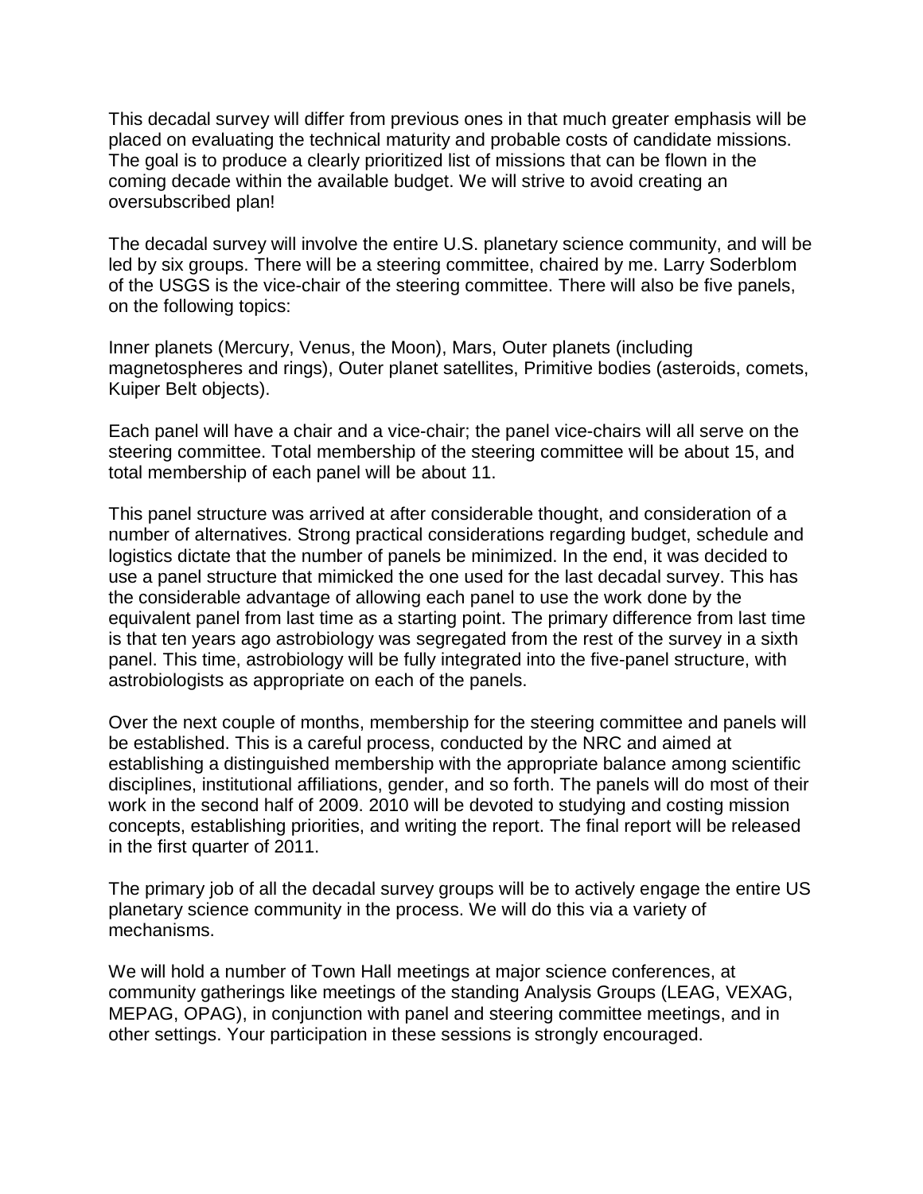This decadal survey will differ from previous ones in that much greater emphasis will be placed on evaluating the technical maturity and probable costs of candidate missions. The goal is to produce a clearly prioritized list of missions that can be flown in the coming decade within the available budget. We will strive to avoid creating an oversubscribed plan!

The decadal survey will involve the entire U.S. planetary science community, and will be led by six groups. There will be a steering committee, chaired by me. Larry Soderblom of the USGS is the vice-chair of the steering committee. There will also be five panels, on the following topics:

Inner planets (Mercury, Venus, the Moon), Mars, Outer planets (including magnetospheres and rings), Outer planet satellites, Primitive bodies (asteroids, comets, Kuiper Belt objects).

Each panel will have a chair and a vice-chair; the panel vice-chairs will all serve on the steering committee. Total membership of the steering committee will be about 15, and total membership of each panel will be about 11.

This panel structure was arrived at after considerable thought, and consideration of a number of alternatives. Strong practical considerations regarding budget, schedule and logistics dictate that the number of panels be minimized. In the end, it was decided to use a panel structure that mimicked the one used for the last decadal survey. This has the considerable advantage of allowing each panel to use the work done by the equivalent panel from last time as a starting point. The primary difference from last time is that ten years ago astrobiology was segregated from the rest of the survey in a sixth panel. This time, astrobiology will be fully integrated into the five-panel structure, with astrobiologists as appropriate on each of the panels.

Over the next couple of months, membership for the steering committee and panels will be established. This is a careful process, conducted by the NRC and aimed at establishing a distinguished membership with the appropriate balance among scientific disciplines, institutional affiliations, gender, and so forth. The panels will do most of their work in the second half of 2009. 2010 will be devoted to studying and costing mission concepts, establishing priorities, and writing the report. The final report will be released in the first quarter of 2011.

The primary job of all the decadal survey groups will be to actively engage the entire US planetary science community in the process. We will do this via a variety of mechanisms.

We will hold a number of Town Hall meetings at major science conferences, at community gatherings like meetings of the standing Analysis Groups (LEAG, VEXAG, MEPAG, OPAG), in conjunction with panel and steering committee meetings, and in other settings. Your participation in these sessions is strongly encouraged.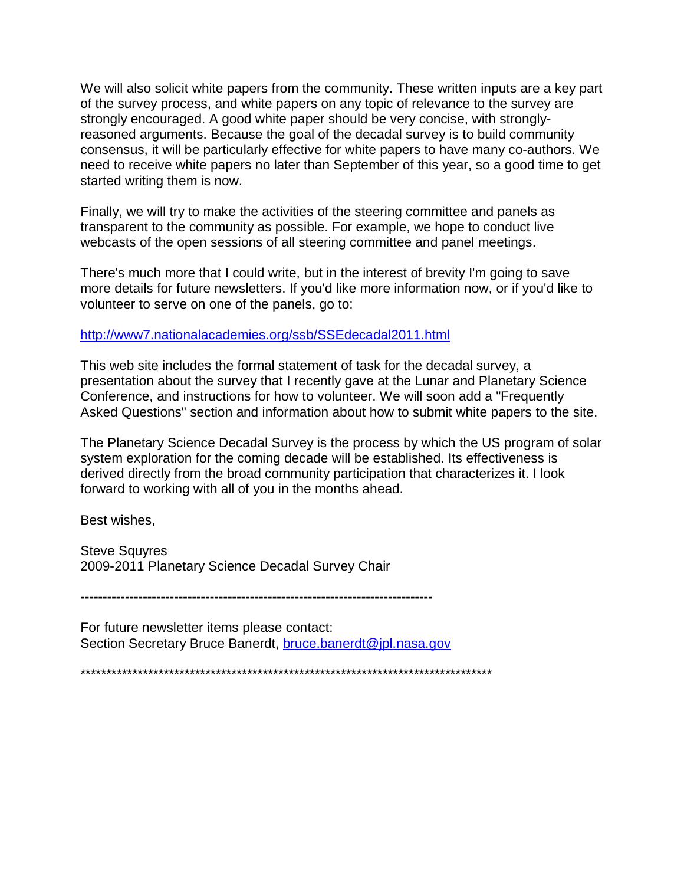We will also solicit white papers from the community. These written inputs are a key part of the survey process, and white papers on any topic of relevance to the survey are strongly encouraged. A good white paper should be very concise, with strongly-reasoned arguments. Because the goal of the decadal survey is to build community consensus, it will be particularly effective for white papers to have many co-authors. We need to receive white papers no later than September of this year, so a good time to get started writing them is now.

Finally, we will try to make the activities of the steering committee and panels as transparent to the community as possible. For example, we hope to conduct live webcasts of the open sessions of all steering committee and panel meetings.

There's much more that I could write, but in the interest of brevity I'm going to save more details for future newsletters. If you'd like more information now, or if you'd like to volunteer to serve on one of the panels, go to:

http://www7.nationalacademies.org/ssb/SSEdecadal2011.html

This web site includes the formal statement of task for the decadal survey, a presentation about the survey that I recently gave at the Lunar and Planetary Science Conference, and instructions for how to volunteer. We will soon add a "Frequently Asked Questions" section and information about how to submit white papers to the site.

The Planetary Science Decadal Survey is the process by which the US program of solar system exploration for the coming decade will be established. Its effectiveness is derived directly from the broad community participation that characterizes it. I look forward to working with all of you in the months ahead.

Best wishes,

Steve Squyres
2009-2011 Planetary Science Decadal Survey Chair

---

For future newsletter items please contact:
Section Secretary Bruce Banerdt, bruce.banerdt@jpl.nasa.gov

**********************************************************************************